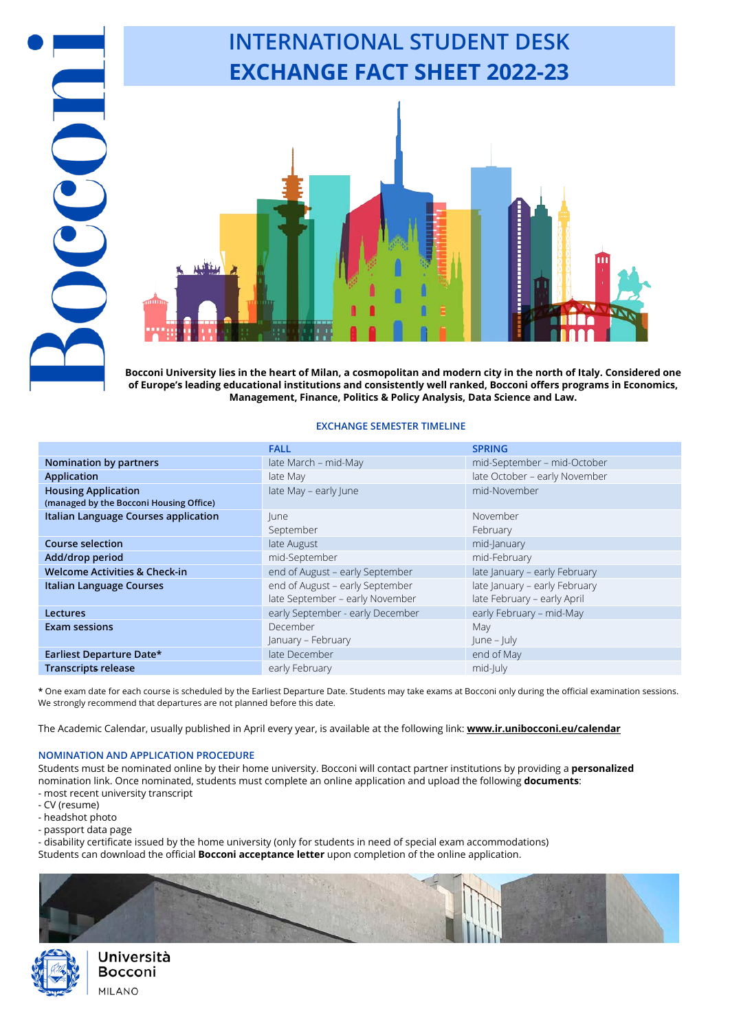# INTERNATIONAL STUDENT DESK
# EXCHANGE FACT SHEET 2022-23

**Bocconi University lies in the heart of Milan, a cosmopolitan and modern city in the north of Italy. Considered one of Europe's leading educational institutions and consistently well ranked, Bocconi offers programs in Economics, Management, Finance, Politics & Policy Analysis, Data Science and Law.**

## EXCHANGE SEMESTER TIMELINE

| | FALL | SPRING |
|---|---|---|
| **Nomination by partners** | late March – mid-May | mid-September – mid-October |
| **Application** | late May | late October – early November |
| **Housing Application** (managed by the Bocconi Housing Office) | late May – early June | mid-November |
| **Italian Language Courses application** | June<br>September | November<br>February |
| **Course selection** | late August | mid-January |
| **Add/drop period** | mid-September | mid-February |
| **Welcome Activities & Check-in** | end of August – early September | late January – early February |
| **Italian Language Courses** | end of August – early September<br>late September – early November | late January – early February<br>late February – early April |
| **Lectures** | early September - early December | early February – mid-May |
| **Exam sessions** | December<br>January – February | May<br>June – July |
| **Earliest Departure Date*** | late December | end of May |
| **Transcripts release** | early February | mid-July |

**\*** One exam date for each course is scheduled by the Earliest Departure Date. Students may take exams at Bocconi only during the official examination sessions. We strongly recommend that departures are not planned before this date.

The Academic Calendar, usually published in April every year, is available at the following link: **www.ir.unibocconi.eu/calendar**

## NOMINATION AND APPLICATION PROCEDURE

Students must be nominated online by their home university. Bocconi will contact partner institutions by providing a **personalized** nomination link. Once nominated, students must complete an online application and upload the following **documents**:

- most recent university transcript
- CV (resume)
- headshot photo
- passport data page
- disability certificate issued by the home university (only for students in need of special exam accommodations)

Students can download the official **Bocconi acceptance letter** upon completion of the online application.

Università Bocconi
MILANO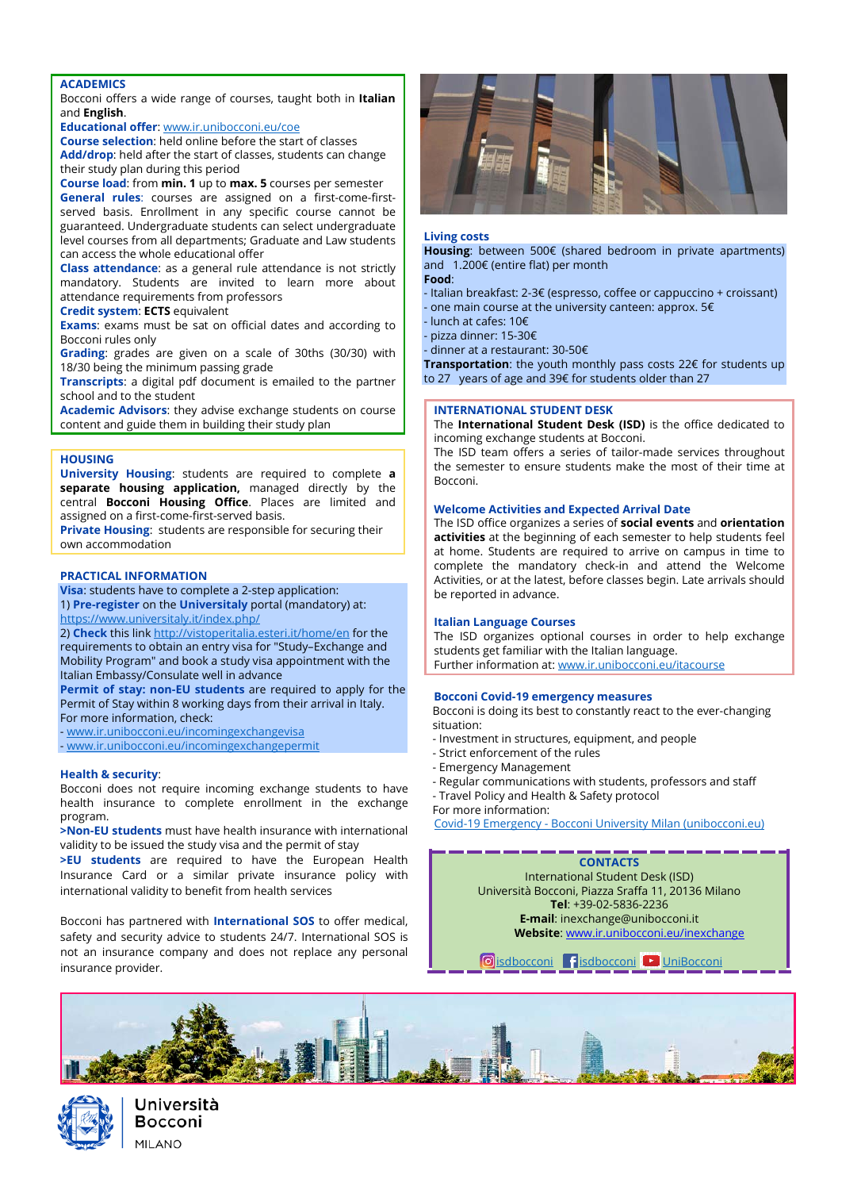## ACADEMICS

Bocconi offers a wide range of courses, taught both in **Italian** and **English**.

**Educational offer**: www.ir.unibocconi.eu/coe

**Course selection**: held online before the start of classes

**Add/drop**: held after the start of classes, students can change their study plan during this period

**Course load**: from **min. 1** up to **max. 5** courses per semester

**General rules**: courses are assigned on a first-come-first-served basis. Enrollment in any specific course cannot be guaranteed. Undergraduate students can select undergraduate level courses from all departments; Graduate and Law students can access the whole educational offer

**Class attendance**: as a general rule attendance is not strictly mandatory. Students are invited to learn more about attendance requirements from professors

**Credit system**: **ECTS** equivalent

**Exams**: exams must be sat on official dates and according to Bocconi rules only

**Grading**: grades are given on a scale of 30ths (30/30) with 18/30 being the minimum passing grade

**Transcripts**: a digital pdf document is emailed to the partner school and to the student

**Academic Advisors**: they advise exchange students on course content and guide them in building their study plan

## HOUSING

**University Housing**: students are required to complete **a separate housing application,** managed directly by the central **Bocconi Housing Office**. Places are limited and assigned on a first-come-first-served basis.

**Private Housing**: students are responsible for securing their own accommodation

## PRACTICAL INFORMATION

**Visa**: students have to complete a 2-step application:

1) **Pre-register** on the **Universitaly** portal (mandatory) at: https://www.universitaly.it/index.php/
2) **Check** this link http://vistoperitalia.esteri.it/home/en for the requirements to obtain an entry visa for "Study–Exchange and Mobility Program" and book a study visa appointment with the Italian Embassy/Consulate well in advance

**Permit of stay: non-EU students** are required to apply for the Permit of Stay within 8 working days from their arrival in Italy.

For more information, check:

- www.ir.unibocconi.eu/incomingexchangevisa
- www.ir.unibocconi.eu/incomingexchangepermit

**Health & security**:

Bocconi does not require incoming exchange students to have health insurance to complete enrollment in the exchange program.

**>Non-EU students** must have health insurance with international validity to be issued the study visa and the permit of stay

**>EU students** are required to have the European Health Insurance Card or a similar private insurance policy with international validity to benefit from health services

Bocconi has partnered with **International SOS** to offer medical, safety and security advice to students 24/7. International SOS is not an insurance company and does not replace any personal insurance provider.

## Living costs

**Housing**: between 500€ (shared bedroom in private apartments) and 1.200€ (entire flat) per month

**Food**:

- Italian breakfast: 2-3€ (espresso, coffee or cappuccino + croissant)
- one main course at the university canteen: approx. 5€
- lunch at cafes: 10€
- pizza dinner: 15-30€
- dinner at a restaurant: 30-50€

**Transportation**: the youth monthly pass costs 22€ for students up to 27 years of age and 39€ for students older than 27

## INTERNATIONAL STUDENT DESK

The **International Student Desk (ISD)** is the office dedicated to incoming exchange students at Bocconi.

The ISD team offers a series of tailor-made services throughout the semester to ensure students make the most of their time at Bocconi.

### Welcome Activities and Expected Arrival Date

The ISD office organizes a series of **social events** and **orientation activities** at the beginning of each semester to help students feel at home. Students are required to arrive on campus in time to complete the mandatory check-in and attend the Welcome Activities, or at the latest, before classes begin. Late arrivals should be reported in advance.

### Italian Language Courses

The ISD organizes optional courses in order to help exchange students get familiar with the Italian language.

Further information at: www.ir.unibocconi.eu/itacourse

### Bocconi Covid-19 emergency measures

Bocconi is doing its best to constantly react to the ever-changing situation:

- Investment in structures, equipment, and people
- Strict enforcement of the rules
- Emergency Management
- Regular communications with students, professors and staff
- Travel Policy and Health & Safety protocol

For more information:

Covid-19 Emergency - Bocconi University Milan (unibocconi.eu)

## CONTACTS

International Student Desk (ISD)

Università Bocconi, Piazza Sraffa 11, 20136 Milano

**Tel**: +39-02-5836-2236

**E-mail**: inexchange@unibocconi.it

**Website**: www.ir.unibocconi.eu/inexchange

isdbocconi isdbocconi UniBocconi

Università Bocconi

MILANO